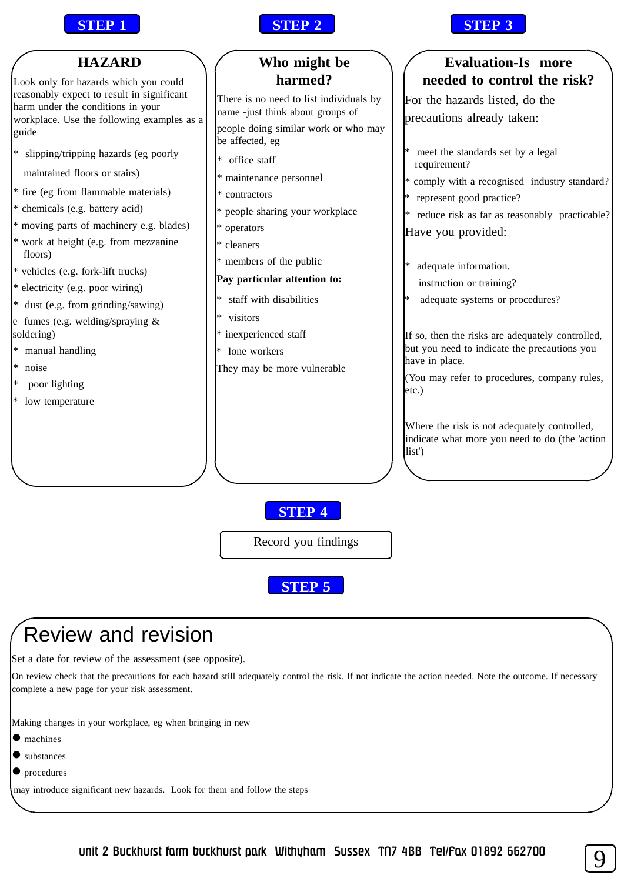## STEP 1

### HAZARD

Look only for hazards which you could reasonably expect to result in significant harm under the conditions in your workplace. Use the following examples as a guide

* slipping/tripping hazards (eg poorly maintained floors or stairs)
* fire (eg from flammable materials)
* chemicals (e.g. battery acid)
* moving parts of machinery e.g. blades)
* work at height (e.g. from mezzanine floors)
* vehicles (e.g. fork-lift trucks)
* electricity (e.g. poor wiring)
* dust (e.g. from grinding/sawing)
* fumes (e.g. welding/spraying & soldering)
* manual handling
* noise
* poor lighting
* low temperature

## STEP 2

### Who might be harmed?

There is no need to list individuals by name -just think about groups of people doing similar work or who may be affected, eg

* office staff
* maintenance personnel
* contractors
* people sharing your workplace
* operators
* cleaners
* members of the public

**Pay particular attention to:**

* staff with disabilities
* visitors
* inexperienced staff
* lone workers

They may be more vulnerable

## STEP 3

### Evaluation-Is more needed to control the risk?

For the hazards listed, do the precautions already taken:

* meet the standards set by a legal requirement?
* comply with a recognised industry standard?
* represent good practice?
* reduce risk as far as reasonably practicable?

Have you provided:

* adequate information. instruction or training?
* adequate systems or procedures?

If so, then the risks are adequately controlled, but you need to indicate the precautions you have in place.

(You may refer to procedures, company rules, etc.)

Where the risk is not adequately controlled, indicate what more you need to do (the 'action list')

## STEP 4

Record you findings

## STEP 5

### Review and revision

Set a date for review of the assessment (see opposite).

On review check that the precautions for each hazard still adequately control the risk. If not indicate the action needed. Note the outcome. If necessary complete a new page for your risk assessment.

Making changes in your workplace, eg when bringing in new

- machines
- substances
- procedures

may introduce significant new hazards. Look for them and follow the steps

unit 2 Buckhurst farm buckhurst park Withyham Sussex TN7 4BB Tel/Fax 01892 662700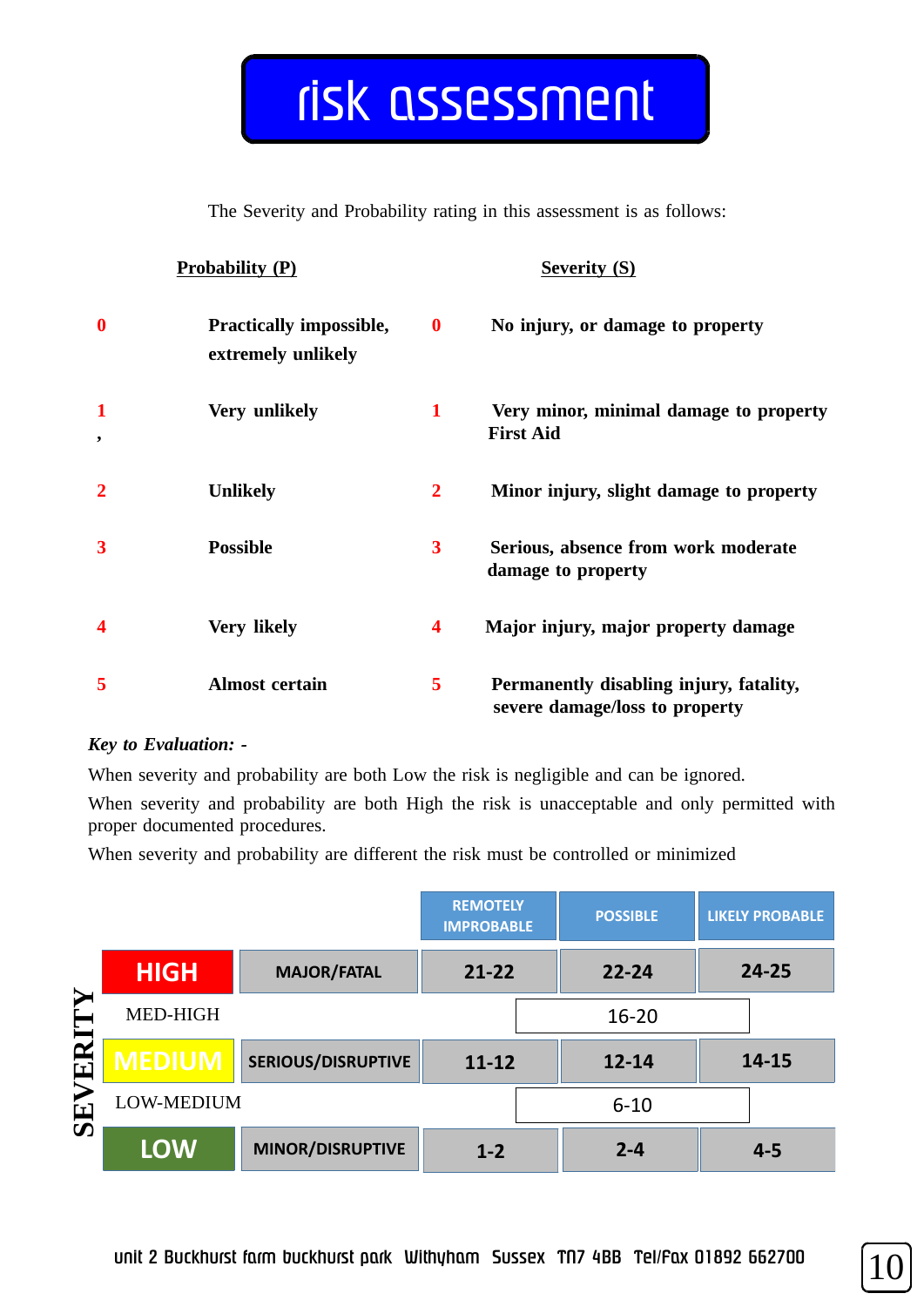# risk assessment

The Severity and Probability rating in this assessment is as follows:

| | Probability (P) | | Severity (S) |
|---|---|---|---|
| 0 | Practically impossible, extremely unlikely | 0 | No injury, or damage to property |
| 1 | Very unlikely | 1 | Very minor, minimal damage to property First Aid |
| 2 | Unlikely | 2 | Minor injury, slight damage to property |
| 3 | Possible | 3 | Serious, absence from work moderate damage to property |
| 4 | Very likely | 4 | Major injury, major property damage |
| 5 | Almost certain | 5 | Permanently disabling injury, fatality, severe damage/loss to property |

*Key to Evaluation: -*

When severity and probability are both Low the risk is negligible and can be ignored.

When severity and probability are both High the risk is unacceptable and only permitted with proper documented procedures.

When severity and probability are different the risk must be controlled or minimized

| SEVERITY | | REMOTELY IMPROBABLE | POSSIBLE | LIKELY PROBABLE |
|---|---|---|---|---|
| HIGH | MAJOR/FATAL | 21-22 | 22-24 | 24-25 |
| MED-HIGH | | | 16-20 | |
| MEDIUM | SERIOUS/DISRUPTIVE | 11-12 | 12-14 | 14-15 |
| LOW-MEDIUM | | | 6-10 | |
| LOW | MINOR/DISRUPTIVE | 1-2 | 2-4 | 4-5 |

unit 2 Buckhurst farm buckhurst park Withyham Sussex TN7 4BB Tel/Fax 01892 662700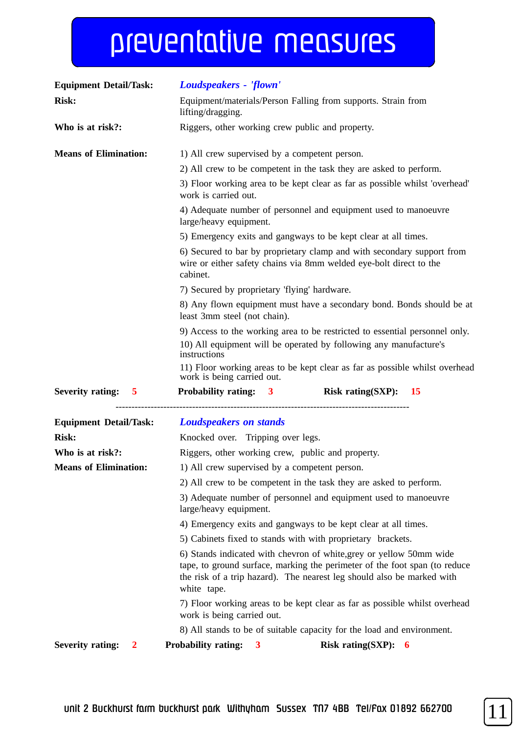# preventative measures

**Equipment Detail/Task:** ***Loudspeakers - 'flown'***

**Risk:** Equipment/materials/Person Falling from supports. Strain from lifting/dragging.

**Who is at risk?:** Riggers, other working crew public and property.

**Means of Elimination:**

1) All crew supervised by a competent person.

2) All crew to be competent in the task they are asked to perform.

3) Floor working area to be kept clear as far as possible whilst 'overhead' work is carried out.

4) Adequate number of personnel and equipment used to manoeuvre large/heavy equipment.

5) Emergency exits and gangways to be kept clear at all times.

6) Secured to bar by proprietary clamp and with secondary support from wire or either safety chains via 8mm welded eye-bolt direct to the cabinet.

7) Secured by proprietary 'flying' hardware.

8) Any flown equipment must have a secondary bond. Bonds should be at least 3mm steel (not chain).

9) Access to the working area to be restricted to essential personnel only.

10) All equipment will be operated by following any manufacture's instructions

11) Floor working areas to be kept clear as far as possible whilst overhead work is being carried out.

**Severity rating:** 5 **Probability rating:** 3 **Risk rating(SXP):** 15

---

**Equipment Detail/Task:** ***Loudspeakers on stands***

**Risk:** Knocked over. Tripping over legs.

**Who is at risk?:** Riggers, other working crew, public and property.

**Means of Elimination:**

1) All crew supervised by a competent person.

2) All crew to be competent in the task they are asked to perform.

3) Adequate number of personnel and equipment used to manoeuvre large/heavy equipment.

4) Emergency exits and gangways to be kept clear at all times.

5) Cabinets fixed to stands with with proprietary brackets.

6) Stands indicated with chevron of white,grey or yellow 50mm wide tape, to ground surface, marking the perimeter of the foot span (to reduce the risk of a trip hazard). The nearest leg should also be marked with white tape.

7) Floor working areas to be kept clear as far as possible whilst overhead work is being carried out.

8) All stands to be of suitable capacity for the load and environment.

**Severity rating:** 2 **Probability rating:** 3 **Risk rating(SXP):** 6

unit 2 Buckhurst farm buckhurst park Withyham Sussex TN7 4BB Tel/Fax 01892 662700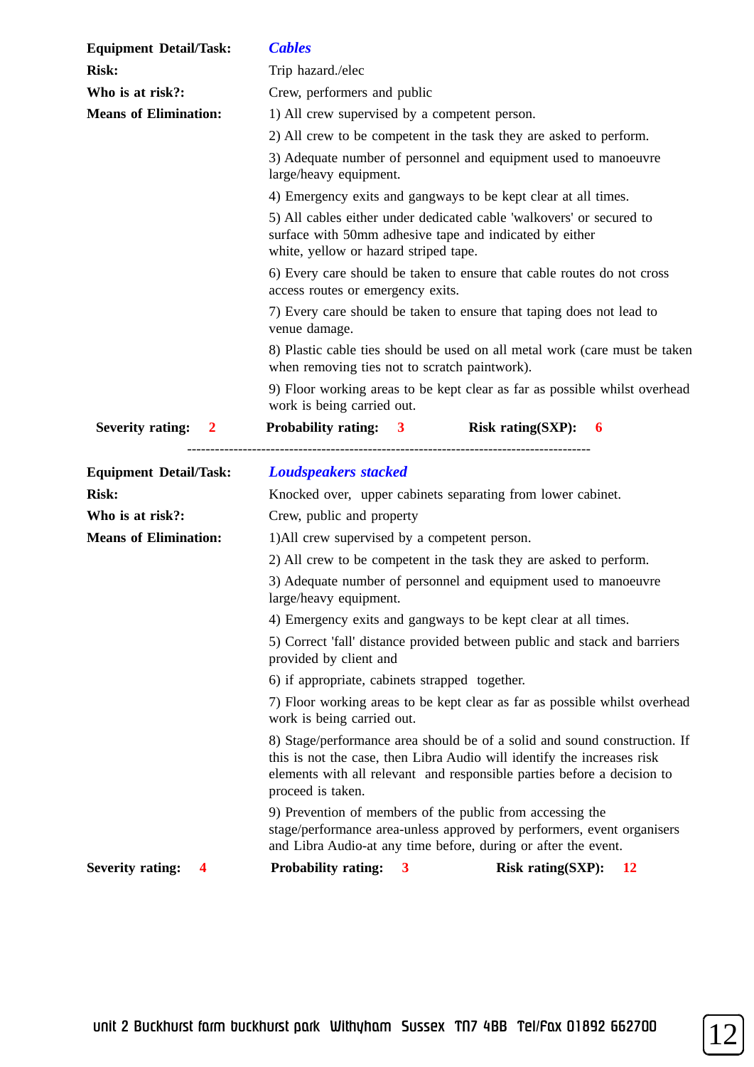**Equipment Detail/Task:** ***Cables***

**Risk:** Trip hazard./elec

**Who is at risk?:** Crew, performers and public

**Means of Elimination:**

1) All crew supervised by a competent person.

2) All crew to be competent in the task they are asked to perform.

3) Adequate number of personnel and equipment used to manoeuvre large/heavy equipment.

4) Emergency exits and gangways to be kept clear at all times.

5) All cables either under dedicated cable 'walkovers' or secured to surface with 50mm adhesive tape and indicated by either white, yellow or hazard striped tape.

6) Every care should be taken to ensure that cable routes do not cross access routes or emergency exits.

7) Every care should be taken to ensure that taping does not lead to venue damage.

8) Plastic cable ties should be used on all metal work (care must be taken when removing ties not to scratch paintwork).

9) Floor working areas to be kept clear as far as possible whilst overhead work is being carried out.

**Severity rating:** 2 **Probability rating:** 3 **Risk rating(SXP):** 6

---

**Equipment Detail/Task:** ***Loudspeakers stacked***

**Risk:** Knocked over, upper cabinets separating from lower cabinet.

**Who is at risk?:** Crew, public and property

**Means of Elimination:**

1)All crew supervised by a competent person.

2) All crew to be competent in the task they are asked to perform.

3) Adequate number of personnel and equipment used to manoeuvre large/heavy equipment.

4) Emergency exits and gangways to be kept clear at all times.

5) Correct 'fall' distance provided between public and stack and barriers provided by client and

6) if appropriate, cabinets strapped together.

7) Floor working areas to be kept clear as far as possible whilst overhead work is being carried out.

8) Stage/performance area should be of a solid and sound construction. If this is not the case, then Libra Audio will identify the increases risk elements with all relevant and responsible parties before a decision to proceed is taken.

9) Prevention of members of the public from accessing the stage/performance area-unless approved by performers, event organisers and Libra Audio-at any time before, during or after the event.

**Severity rating:** 4 **Probability rating:** 3 **Risk rating(SXP):** 12

unit 2 Buckhurst farm buckhurst park Withyham Sussex TN7 4BB Tel/Fax 01892 662700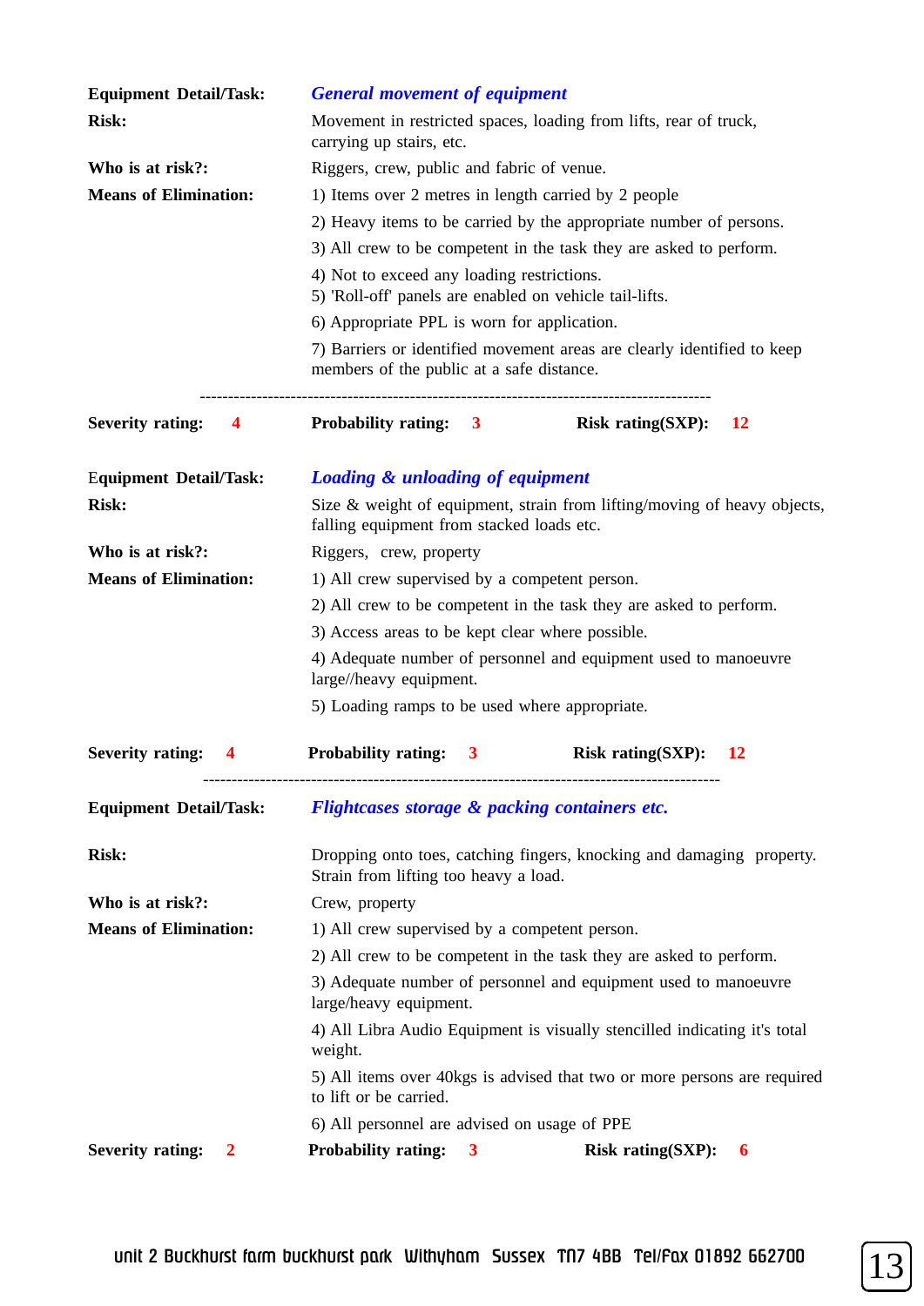**Equipment Detail/Task:** ***General movement of equipment***

**Risk:** Movement in restricted spaces, loading from lifts, rear of truck, carrying up stairs, etc.

**Who is at risk?:** Riggers, crew, public and fabric of venue.

**Means of Elimination:**

1) Items over 2 metres in length carried by 2 people
2) Heavy items to be carried by the appropriate number of persons.
3) All crew to be competent in the task they are asked to perform.
4) Not to exceed any loading restrictions.
5) 'Roll-off' panels are enabled on vehicle tail-lifts.
6) Appropriate PPL is worn for application.
7) Barriers or identified movement areas are clearly identified to keep members of the public at a safe distance.

---

**Severity rating:** 4 **Probability rating:** 3 **Risk rating(SXP):** 12

**Equipment Detail/Task:** ***Loading & unloading of equipment***

**Risk:** Size & weight of equipment, strain from lifting/moving of heavy objects, falling equipment from stacked loads etc.

**Who is at risk?:** Riggers, crew, property

**Means of Elimination:**

1) All crew supervised by a competent person.
2) All crew to be competent in the task they are asked to perform.
3) Access areas to be kept clear where possible.
4) Adequate number of personnel and equipment used to manoeuvre large//heavy equipment.
5) Loading ramps to be used where appropriate.

**Severity rating:** 4 **Probability rating:** 3 **Risk rating(SXP):** 12

---

**Equipment Detail/Task:** ***Flightcases storage & packing containers etc.***

**Risk:** Dropping onto toes, catching fingers, knocking and damaging property. Strain from lifting too heavy a load.

**Who is at risk?:** Crew, property

**Means of Elimination:**

1) All crew supervised by a competent person.
2) All crew to be competent in the task they are asked to perform.
3) Adequate number of personnel and equipment used to manoeuvre large/heavy equipment.
4) All Libra Audio Equipment is visually stencilled indicating it's total weight.
5) All items over 40kgs is advised that two or more persons are required to lift or be carried.
6) All personnel are advised on usage of PPE

**Severity rating:** 2 **Probability rating:** 3 **Risk rating(SXP):** 6

unit 2 Buckhurst farm buckhurst park Withyham Sussex TN7 4BB Tel/Fax 01892 662700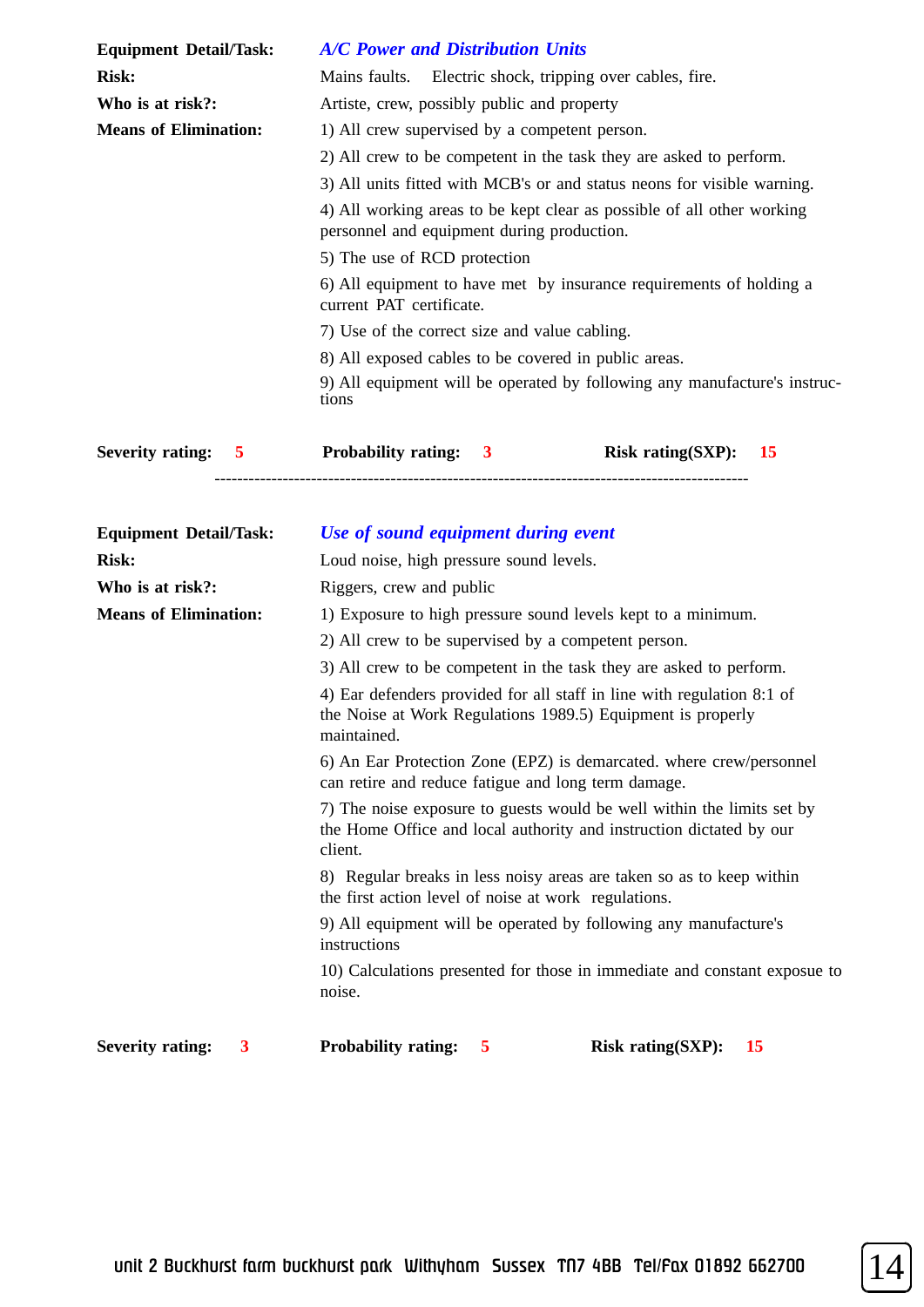**Equipment Detail/Task:** ***A/C Power and Distribution Units***

**Risk:** Mains faults. Electric shock, tripping over cables, fire.

**Who is at risk?:** Artiste, crew, possibly public and property

**Means of Elimination:**

1) All crew supervised by a competent person.

2) All crew to be competent in the task they are asked to perform.

3) All units fitted with MCB's or and status neons for visible warning.

4) All working areas to be kept clear as possible of all other working personnel and equipment during production.

5) The use of RCD protection

6) All equipment to have met by insurance requirements of holding a current PAT certificate.

7) Use of the correct size and value cabling.

8) All exposed cables to be covered in public areas.

9) All equipment will be operated by following any manufacture's instructions

**Severity rating:** 5 **Probability rating:** 3 **Risk rating(SXP):** 15

---

**Equipment Detail/Task:** ***Use of sound equipment during event***

**Risk:** Loud noise, high pressure sound levels.

**Who is at risk?:** Riggers, crew and public

**Means of Elimination:**

1) Exposure to high pressure sound levels kept to a minimum.

2) All crew to be supervised by a competent person.

3) All crew to be competent in the task they are asked to perform.

4) Ear defenders provided for all staff in line with regulation 8:1 of the Noise at Work Regulations 1989.5) Equipment is properly maintained.

6) An Ear Protection Zone (EPZ) is demarcated. where crew/personnel can retire and reduce fatigue and long term damage.

7) The noise exposure to guests would be well within the limits set by the Home Office and local authority and instruction dictated by our client.

8) Regular breaks in less noisy areas are taken so as to keep within the first action level of noise at work regulations.

9) All equipment will be operated by following any manufacture's instructions

10) Calculations presented for those in immediate and constant exposue to noise.

**Severity rating:** 3 **Probability rating:** 5 **Risk rating(SXP):** 15

unit 2 Buckhurst farm buckhurst park Withyham Sussex TN7 4BB Tel/Fax 01892 662700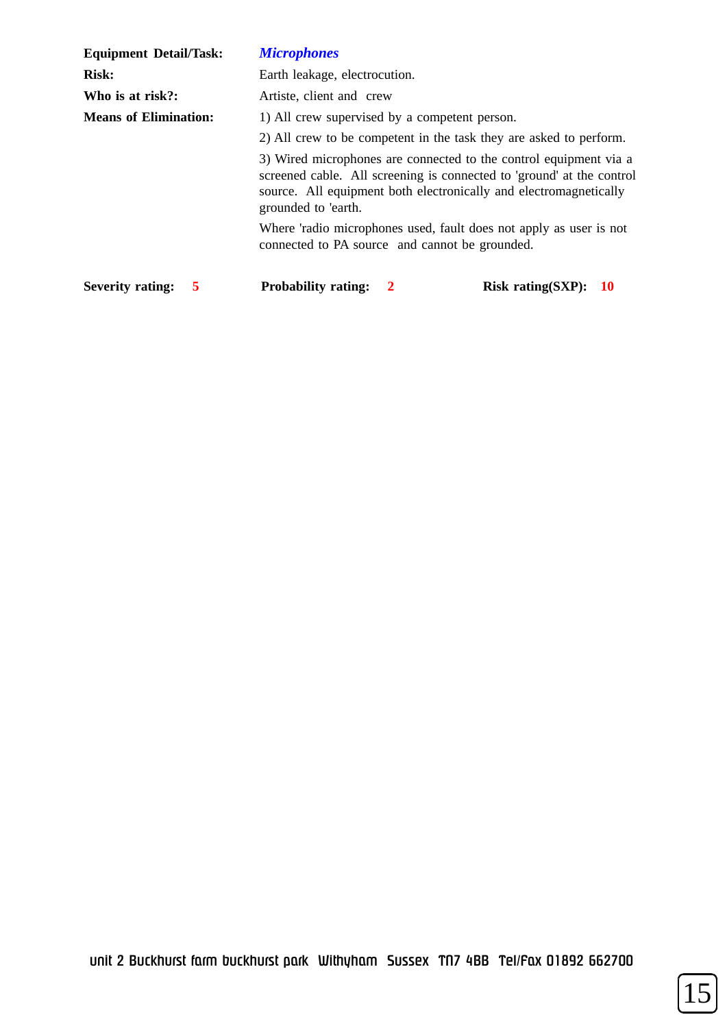**Equipment Detail/Task:** ***Microphones***

**Risk:** Earth leakage, electrocution.

**Who is at risk?:** Artiste, client and crew

**Means of Elimination:**

1) All crew supervised by a competent person.

2) All crew to be competent in the task they are asked to perform.

3) Wired microphones are connected to the control equipment via a screened cable. All screening is connected to 'ground' at the control source. All equipment both electronically and electromagnetically grounded to 'earth.

Where 'radio microphones used, fault does not apply as user is not connected to PA source and cannot be grounded.

**Severity rating:** **5** **Probability rating:** **2** **Risk rating(SXP):** **10**

unit 2 Buckhurst farm buckhurst park Withyham Sussex TN7 4BB Tel/Fax 01892 662700